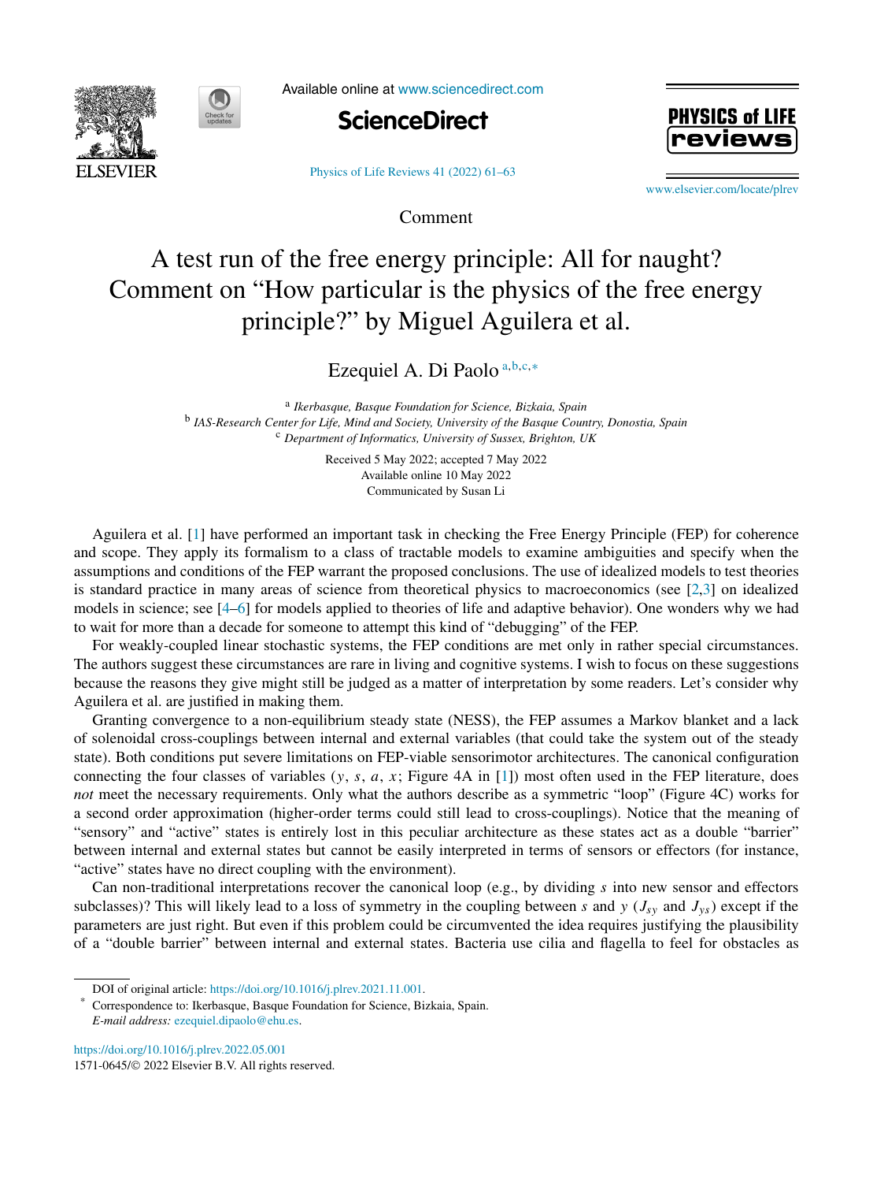Comment

# A test run of the free energy principle: All for naught? Comment on "How particular is the physics of the free energy principle?" by Miguel Aguilera et al.

Ezequiel A. Di Paolo [a,b,c,*]

[a] *Ikerbasque, Basque Foundation for Science, Bizkaia, Spain*
[b] *IAS-Research Center for Life, Mind and Society, University of the Basque Country, Donostia, Spain*
[c] *Department of Informatics, University of Sussex, Brighton, UK*

Received 5 May 2022; accepted 7 May 2022
Available online 10 May 2022
Communicated by Susan Li

Aguilera et al. [1] have performed an important task in checking the Free Energy Principle (FEP) for coherence and scope. They apply its formalism to a class of tractable models to examine ambiguities and specify when the assumptions and conditions of the FEP warrant the proposed conclusions. The use of idealized models to test theories is standard practice in many areas of science from theoretical physics to macroeconomics (see [2,3] on idealized models in science; see [4–6] for models applied to theories of life and adaptive behavior). One wonders why we had to wait for more than a decade for someone to attempt this kind of "debugging" of the FEP.

For weakly-coupled linear stochastic systems, the FEP conditions are met only in rather special circumstances. The authors suggest these circumstances are rare in living and cognitive systems. I wish to focus on these suggestions because the reasons they give might still be judged as a matter of interpretation by some readers. Let's consider why Aguilera et al. are justified in making them.

Granting convergence to a non-equilibrium steady state (NESS), the FEP assumes a Markov blanket and a lack of solenoidal cross-couplings between internal and external variables (that could take the system out of the steady state). Both conditions put severe limitations on FEP-viable sensorimotor architectures. The canonical configuration connecting the four classes of variables ($y$, $s$, $a$, $x$; Figure 4A in [1]) most often used in the FEP literature, does *not* meet the necessary requirements. Only what the authors describe as a symmetric "loop" (Figure 4C) works for a second order approximation (higher-order terms could still lead to cross-couplings). Notice that the meaning of "sensory" and "active" states is entirely lost in this peculiar architecture as these states act as a double "barrier" between internal and external states but cannot be easily interpreted in terms of sensors or effectors (for instance, "active" states have no direct coupling with the environment).

Can non-traditional interpretations recover the canonical loop (e.g., by dividing $s$ into new sensor and effectors subclasses)? This will likely lead to a loss of symmetry in the coupling between $s$ and $y$ ($J_{sy}$ and $J_{ys}$) except if the parameters are just right. But even if this problem could be circumvented the idea requires justifying the plausibility of a "double barrier" between internal and external states. Bacteria use cilia and flagella to feel for obstacles as

DOI of original article: https://doi.org/10.1016/j.plrev.2021.11.001.

\* Correspondence to: Ikerbasque, Basque Foundation for Science, Bizkaia, Spain.
*E-mail address:* ezequiel.dipaolo@ehu.es.

https://doi.org/10.1016/j.plrev.2022.05.001
1571-0645/© 2022 Elsevier B.V. All rights reserved.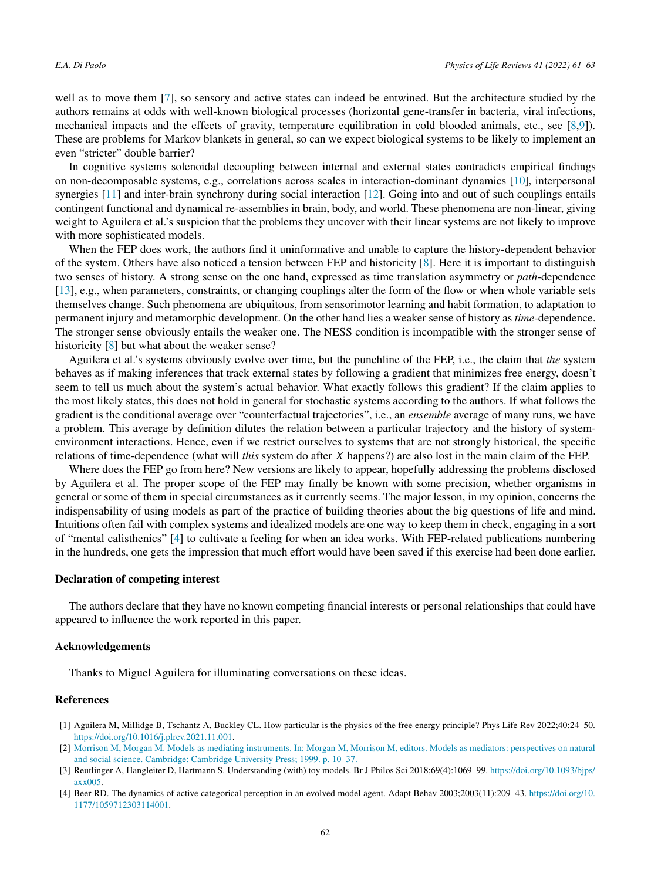well as to move them [7], so sensory and active states can indeed be entwined. But the architecture studied by the authors remains at odds with well-known biological processes (horizontal gene-transfer in bacteria, viral infections, mechanical impacts and the effects of gravity, temperature equilibration in cold blooded animals, etc., see [8,9]). These are problems for Markov blankets in general, so can we expect biological systems to be likely to implement an even "stricter" double barrier?

In cognitive systems solenoidal decoupling between internal and external states contradicts empirical findings on non-decomposable systems, e.g., correlations across scales in interaction-dominant dynamics [10], interpersonal synergies [11] and inter-brain synchrony during social interaction [12]. Going into and out of such couplings entails contingent functional and dynamical re-assemblies in brain, body, and world. These phenomena are non-linear, giving weight to Aguilera et al.'s suspicion that the problems they uncover with their linear systems are not likely to improve with more sophisticated models.

When the FEP does work, the authors find it uninformative and unable to capture the history-dependent behavior of the system. Others have also noticed a tension between FEP and historicity [8]. Here it is important to distinguish two senses of history. A strong sense on the one hand, expressed as time translation asymmetry or *path*-dependence [13], e.g., when parameters, constraints, or changing couplings alter the form of the flow or when whole variable sets themselves change. Such phenomena are ubiquitous, from sensorimotor learning and habit formation, to adaptation to permanent injury and metamorphic development. On the other hand lies a weaker sense of history as *time*-dependence. The stronger sense obviously entails the weaker one. The NESS condition is incompatible with the stronger sense of historicity [8] but what about the weaker sense?

Aguilera et al.'s systems obviously evolve over time, but the punchline of the FEP, i.e., the claim that *the* system behaves as if making inferences that track external states by following a gradient that minimizes free energy, doesn't seem to tell us much about the system's actual behavior. What exactly follows this gradient? If the claim applies to the most likely states, this does not hold in general for stochastic systems according to the authors. If what follows the gradient is the conditional average over "counterfactual trajectories", i.e., an *ensemble* average of many runs, we have a problem. This average by definition dilutes the relation between a particular trajectory and the history of system-environment interactions. Hence, even if we restrict ourselves to systems that are not strongly historical, the specific relations of time-dependence (what will *this* system do after $X$ happens?) are also lost in the main claim of the FEP.

Where does the FEP go from here? New versions are likely to appear, hopefully addressing the problems disclosed by Aguilera et al. The proper scope of the FEP may finally be known with some precision, whether organisms in general or some of them in special circumstances as it currently seems. The major lesson, in my opinion, concerns the indispensability of using models as part of the practice of building theories about the big questions of life and mind. Intuitions often fail with complex systems and idealized models are one way to keep them in check, engaging in a sort of "mental calisthenics" [4] to cultivate a feeling for when an idea works. With FEP-related publications numbering in the hundreds, one gets the impression that much effort would have been saved if this exercise had been done earlier.

## Declaration of competing interest

The authors declare that they have no known competing financial interests or personal relationships that could have appeared to influence the work reported in this paper.

## Acknowledgements

Thanks to Miguel Aguilera for illuminating conversations on these ideas.

## References

[1] Aguilera M, Millidge B, Tschantz A, Buckley CL. How particular is the physics of the free energy principle? Phys Life Rev 2022;40:24–50. https://doi.org/10.1016/j.plrev.2021.11.001.

[2] Morrison M, Morgan M. Models as mediating instruments. In: Morgan M, Morrison M, editors. Models as mediators: perspectives on natural and social science. Cambridge: Cambridge University Press; 1999. p. 10–37.

[3] Reutlinger A, Hangleiter D, Hartmann S. Understanding (with) toy models. Br J Philos Sci 2018;69(4):1069–99. https://doi.org/10.1093/bjps/axx005.

[4] Beer RD. The dynamics of active categorical perception in an evolved model agent. Adapt Behav 2003;2003(11):209–43. https://doi.org/10.1177/1059712303114001.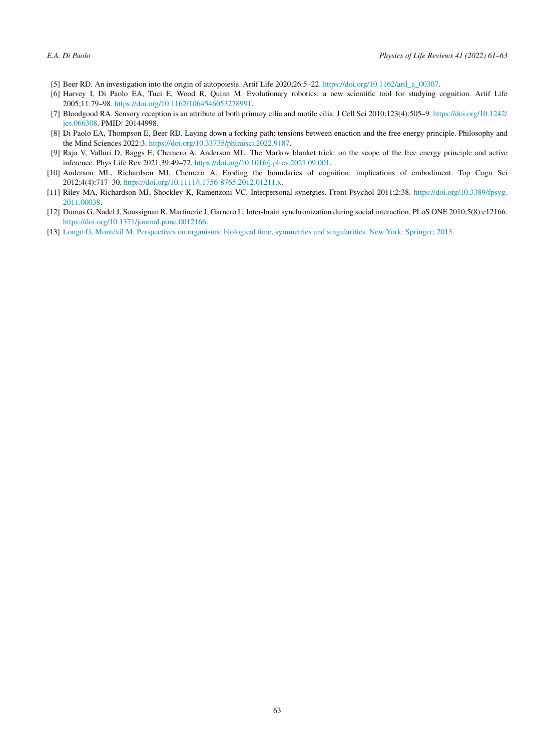[5] Beer RD. An investigation into the origin of autopoiesis. Artif Life 2020;26:5–22. https://doi.org/10.1162/artl_a_00307.

[6] Harvey I, Di Paolo EA, Tuci E, Wood R, Quinn M. Evolutionary robotics: a new scientific tool for studying cognition. Artif Life 2005;11:79–98. https://doi.org/10.1162/1064546053278991.

[7] Bloodgood RA. Sensory reception is an attribute of both primary cilia and motile cilia. J Cell Sci 2010;123(4):505–9. https://doi.org/10.1242/jcs.066308. PMID: 20144998.

[8] Di Paolo EA, Thompson E, Beer RD. Laying down a forking path: tensions between enaction and the free energy principle. Philosophy and the Mind Sciences 2022:3. https://doi.org/10.33735/phimisci.2022.9187.

[9] Raja V, Valluri D, Baggs E, Chemero A, Anderson ML. The Markov blanket trick: on the scope of the free energy principle and active inference. Phys Life Rev 2021;39:49–72. https://doi.org/10.1016/j.plrev.2021.09.001.

[10] Anderson ML, Richardson MJ, Chemero A. Eroding the boundaries of cognition: implications of embodiment. Top Cogn Sci 2012;4(4):717–30. https://doi.org/10.1111/j.1756-8765.2012.01211.x.

[11] Riley MA, Richardson MJ, Shockley K, Ramenzoni VC. Interpersonal synergies. Front Psychol 2011;2:38. https://doi.org/10.3389/fpsyg.2011.00038.

[12] Dumas G, Nadel J, Soussignan R, Martinerie J, Garnero L. Inter-brain synchronization during social interaction. PLoS ONE 2010;5(8):e12166. https://doi.org/10.1371/journal.pone.0012166.

[13] Longo G, Montévil M. Perspectives on organisms: biological time, symmetries and singularities. New York: Springer; 2013.